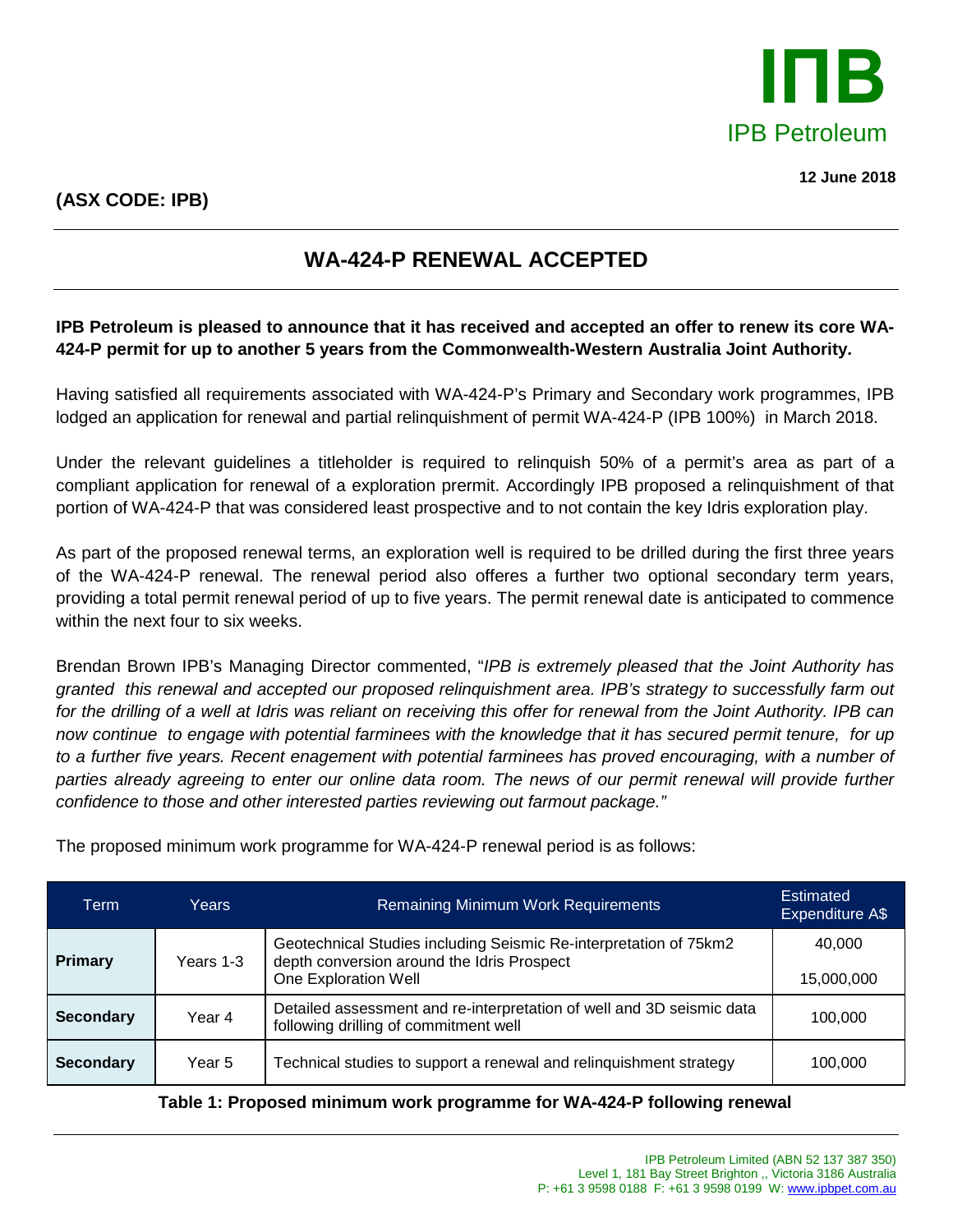IПB

IPB Petroleum

12 June 2018

**(ASX CODE: IPB)**

# WA-424-P RENEWAL ACCEPTED

**IPB Petroleum is pleased to announce that it has received and accepted an offer to renew its core WA-424-P permit for up to another 5 years from the Commonwealth-Western Australia Joint Authority.**

Having satisfied all requirements associated with WA-424-P's Primary and Secondary work programmes, IPB lodged an application for renewal and partial relinquishment of permit WA-424-P (IPB 100%) in March 2018.

Under the relevant guidelines a titleholder is required to relinquish 50% of a permit's area as part of a compliant application for renewal of a exploration prermit. Accordingly IPB proposed a relinquishment of that portion of WA-424-P that was considered least prospective and to not contain the key Idris exploration play.

As part of the proposed renewal terms, an exploration well is required to be drilled during the first three years of the WA-424-P renewal. The renewal period also offeres a further two optional secondary term years, providing a total permit renewal period of up to five years. The permit renewal date is anticipated to commence within the next four to six weeks.

Brendan Brown IPB's Managing Director commented, "*IPB is extremely pleased that the Joint Authority has granted this renewal and accepted our proposed relinquishment area. IPB's strategy to successfully farm out for the drilling of a well at Idris was reliant on receiving this offer for renewal from the Joint Authority. IPB can now continue to engage with potential farminees with the knowledge that it has secured permit tenure, for up to a further five years. Recent enagement with potential farminees has proved encouraging, with a number of parties already agreeing to enter our online data room. The news of our permit renewal will provide further confidence to those and other interested parties reviewing out farmout package.*"

The proposed minimum work programme for WA-424-P renewal period is as follows:

| Term | Years | Remaining Minimum Work Requirements | Estimated Expenditure A$ |
|---|---|---|---|
| **Primary** | Years 1-3 | Geotechnical Studies including Seismic Re-interpretation of 75km2 depth conversion around the Idris Prospect | 40,000 |
| | | One Exploration Well | 15,000,000 |
| **Secondary** | Year 4 | Detailed assessment and re-interpretation of well and 3D seismic data following drilling of commitment well | 100,000 |
| **Secondary** | Year 5 | Technical studies to support a renewal and relinquishment strategy | 100,000 |

**Table 1: Proposed minimum work programme for WA-424-P following renewal**

IPB Petroleum Limited (ABN 52 137 387 350)
Level 1, 181 Bay Street Brighton ,, Victoria 3186 Australia
P: +61 3 9598 0188 F: +61 3 9598 0199 W: www.ipbpet.com.au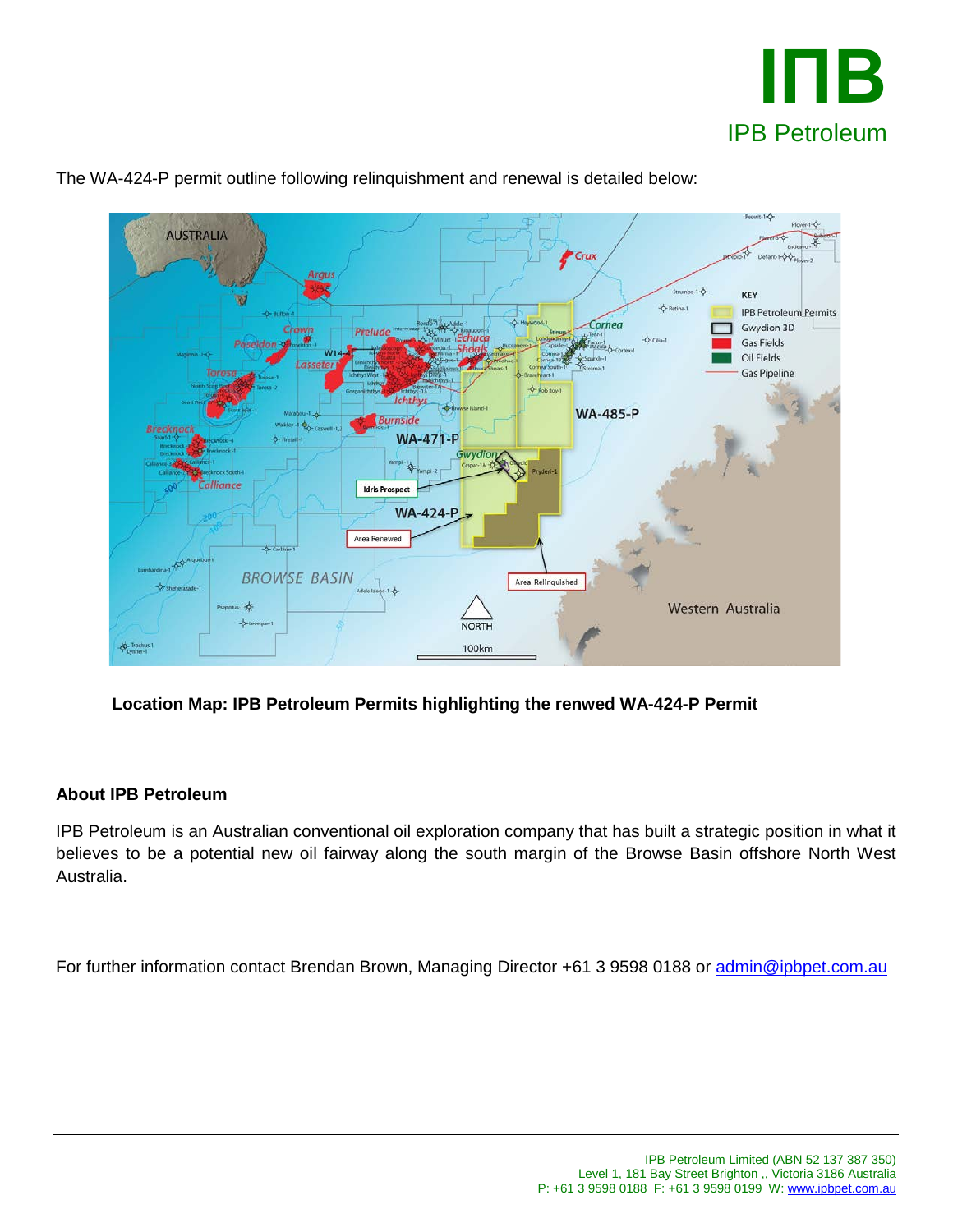The WA-424-P permit outline following relinquishment and renewal is detailed below:

**Location Map: IPB Petroleum Permits highlighting the renwed WA-424-P Permit**

### About IPB Petroleum

IPB Petroleum is an Australian conventional oil exploration company that has built a strategic position in what it believes to be a potential new oil fairway along the south margin of the Browse Basin offshore North West Australia.

For further information contact Brendan Brown, Managing Director +61 3 9598 0188 or admin@ipbpet.com.au